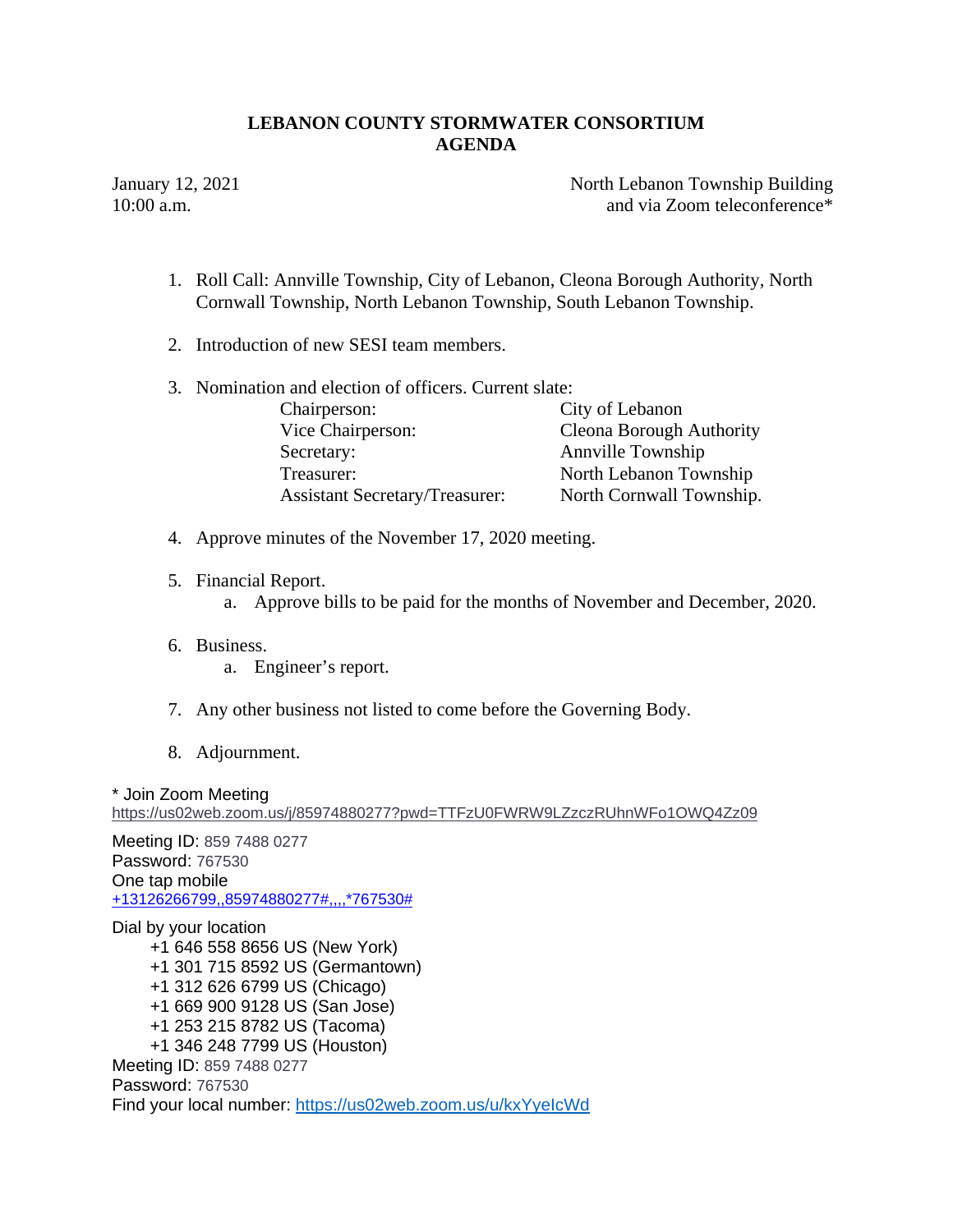# LEBANON COUNTY STORMWATER CONSORTIUM
# AGENDA

January 12, 2021
10:00 a.m.

North Lebanon Township Building
and via Zoom teleconference*

1. Roll Call: Annville Township, City of Lebanon, Cleona Borough Authority, North Cornwall Township, North Lebanon Township, South Lebanon Township.

2. Introduction of new SESI team members.

3. Nomination and election of officers. Current slate:

| | |
|---|---|
| Chairperson: | City of Lebanon |
| Vice Chairperson: | Cleona Borough Authority |
| Secretary: | Annville Township |
| Treasurer: | North Lebanon Township |
| Assistant Secretary/Treasurer: | North Cornwall Township. |

4. Approve minutes of the November 17, 2020 meeting.

5. Financial Report.
   a. Approve bills to be paid for the months of November and December, 2020.

6. Business.
   a. Engineer's report.

7. Any other business not listed to come before the Governing Body.

8. Adjournment.

* Join Zoom Meeting
https://us02web.zoom.us/j/85974880277?pwd=TTFzU0FWRW9LZzczRUhnWFo1OWQ4Zz09

Meeting ID: 859 7488 0277
Password: 767530
One tap mobile
+13126266799,,85974880277#,,,,*767530#

Dial by your location
- +1 646 558 8656 US (New York)
- +1 301 715 8592 US (Germantown)
- +1 312 626 6799 US (Chicago)
- +1 669 900 9128 US (San Jose)
- +1 253 215 8782 US (Tacoma)
- +1 346 248 7799 US (Houston)

Meeting ID: 859 7488 0277
Password: 767530
Find your local number: https://us02web.zoom.us/u/kxYyeIcWd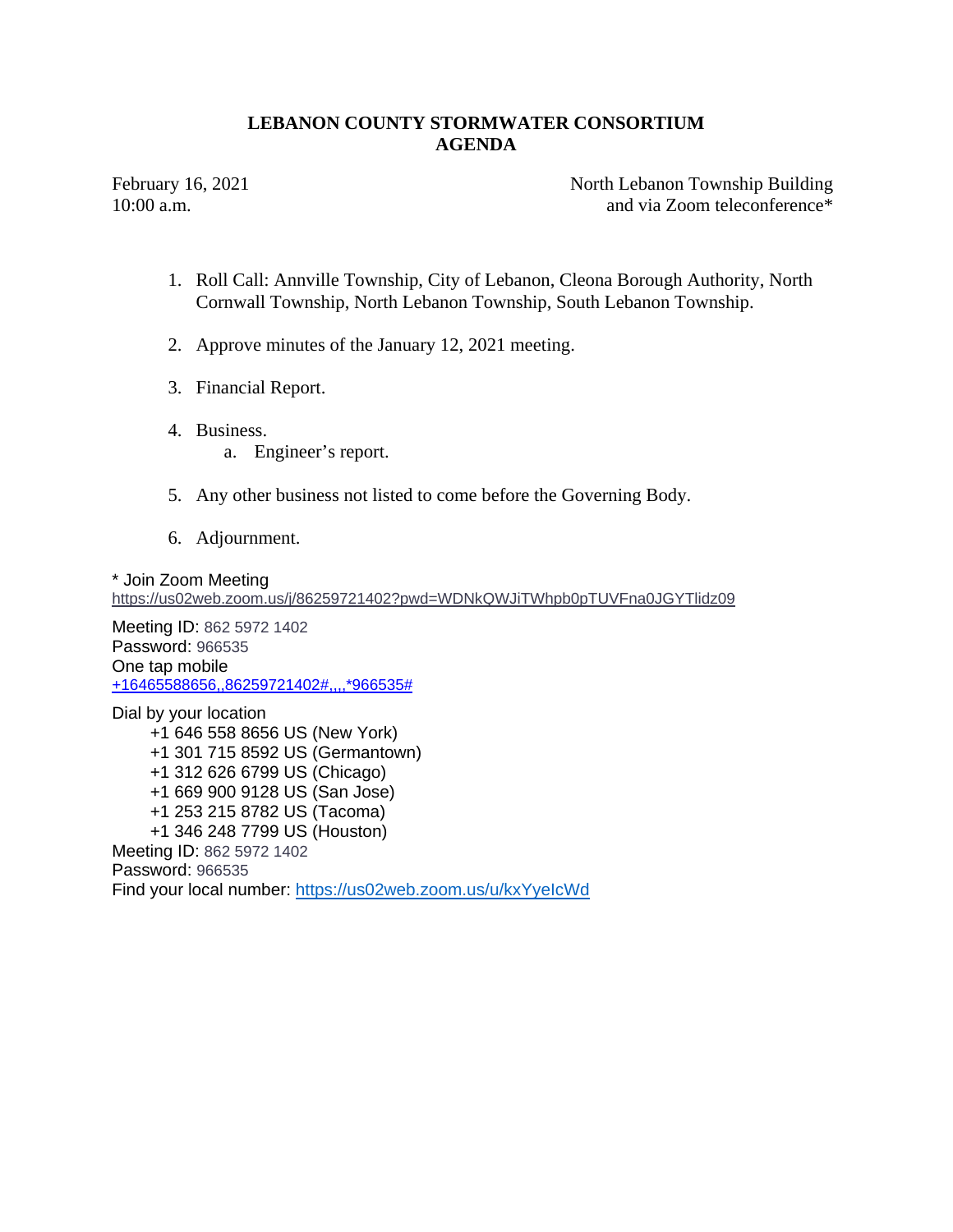# LEBANON COUNTY STORMWATER CONSORTIUM
# AGENDA

February 16, 2021
10:00 a.m.

North Lebanon Township Building
and via Zoom teleconference*

1. Roll Call: Annville Township, City of Lebanon, Cleona Borough Authority, North Cornwall Township, North Lebanon Township, South Lebanon Township.

2. Approve minutes of the January 12, 2021 meeting.

3. Financial Report.

4. Business.
   a. Engineer's report.

5. Any other business not listed to come before the Governing Body.

6. Adjournment.

* Join Zoom Meeting
https://us02web.zoom.us/j/86259721402?pwd=WDNkQWJiTWhpb0pTUVFna0JGYTlidz09

Meeting ID: 862 5972 1402
Password: 966535
One tap mobile
+16465588656,,86259721402#,,,,*966535#

Dial by your location
- +1 646 558 8656 US (New York)
- +1 301 715 8592 US (Germantown)
- +1 312 626 6799 US (Chicago)
- +1 669 900 9128 US (San Jose)
- +1 253 215 8782 US (Tacoma)
- +1 346 248 7799 US (Houston)

Meeting ID: 862 5972 1402
Password: 966535
Find your local number: https://us02web.zoom.us/u/kxYyeIcWd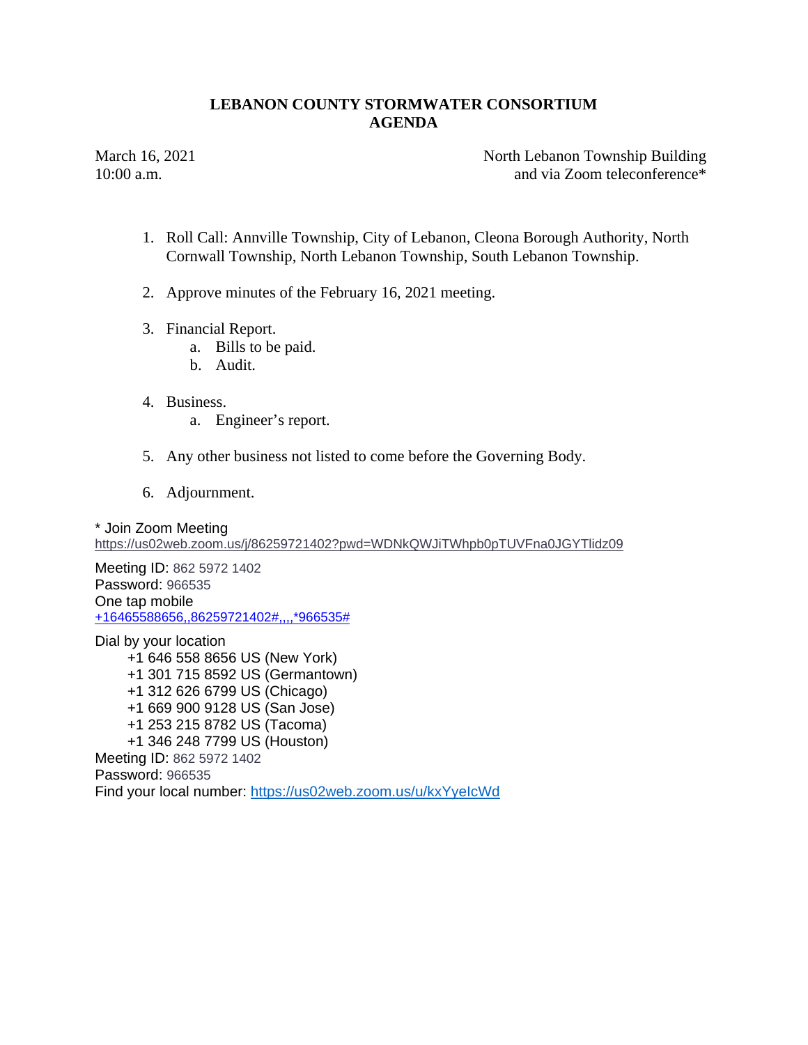**LEBANON COUNTY STORMWATER CONSORTIUM**
**AGENDA**

March 16, 2021
10:00 a.m.

North Lebanon Township Building
and via Zoom teleconference*

1. Roll Call: Annville Township, City of Lebanon, Cleona Borough Authority, North Cornwall Township, North Lebanon Township, South Lebanon Township.

2. Approve minutes of the February 16, 2021 meeting.

3. Financial Report.
   a. Bills to be paid.
   b. Audit.

4. Business.
   a. Engineer's report.

5. Any other business not listed to come before the Governing Body.

6. Adjournment.

* Join Zoom Meeting
https://us02web.zoom.us/j/86259721402?pwd=WDNkQWJiTWhpb0pTUVFna0JGYTlidz09

Meeting ID: 862 5972 1402
Password: 966535
One tap mobile
+16465588656,,86259721402#,,,,*966535#

Dial by your location
+1 646 558 8656 US (New York)
+1 301 715 8592 US (Germantown)
+1 312 626 6799 US (Chicago)
+1 669 900 9128 US (San Jose)
+1 253 215 8782 US (Tacoma)
+1 346 248 7799 US (Houston)
Meeting ID: 862 5972 1402
Password: 966535
Find your local number: https://us02web.zoom.us/u/kxYyeIcWd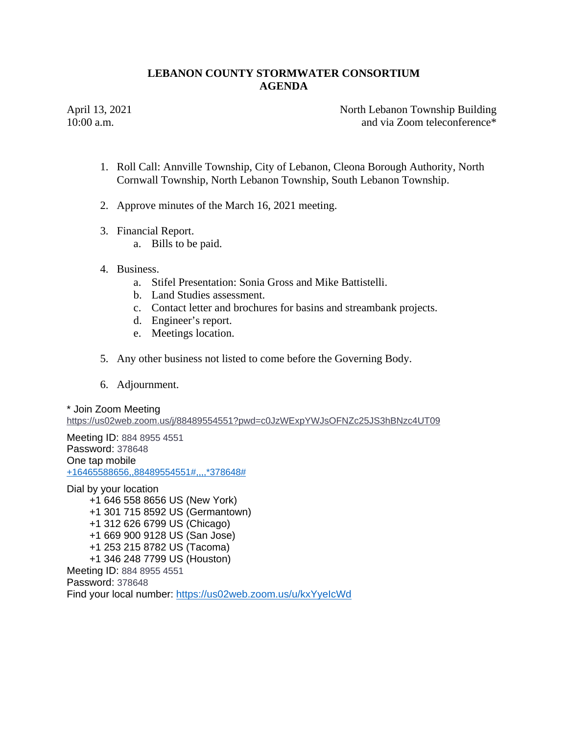# LEBANON COUNTY STORMWATER CONSORTIUM
# AGENDA

April 13, 2021
10:00 a.m.

North Lebanon Township Building
and via Zoom teleconference*

1. Roll Call: Annville Township, City of Lebanon, Cleona Borough Authority, North Cornwall Township, North Lebanon Township, South Lebanon Township.

2. Approve minutes of the March 16, 2021 meeting.

3. Financial Report.
   a. Bills to be paid.

4. Business.
   a. Stifel Presentation: Sonia Gross and Mike Battistelli.
   b. Land Studies assessment.
   c. Contact letter and brochures for basins and streambank projects.
   d. Engineer's report.
   e. Meetings location.

5. Any other business not listed to come before the Governing Body.

6. Adjournment.

* Join Zoom Meeting
https://us02web.zoom.us/j/88489554551?pwd=c0JzWExpYWJsOFNZc25JS3hBNzc4UT09

Meeting ID: 884 8955 4551
Password: 378648
One tap mobile
+16465588656,,88489554551#,,,,*378648#

Dial by your location
- +1 646 558 8656 US (New York)
- +1 301 715 8592 US (Germantown)
- +1 312 626 6799 US (Chicago)
- +1 669 900 9128 US (San Jose)
- +1 253 215 8782 US (Tacoma)
- +1 346 248 7799 US (Houston)

Meeting ID: 884 8955 4551
Password: 378648
Find your local number: https://us02web.zoom.us/u/kxYyeIcWd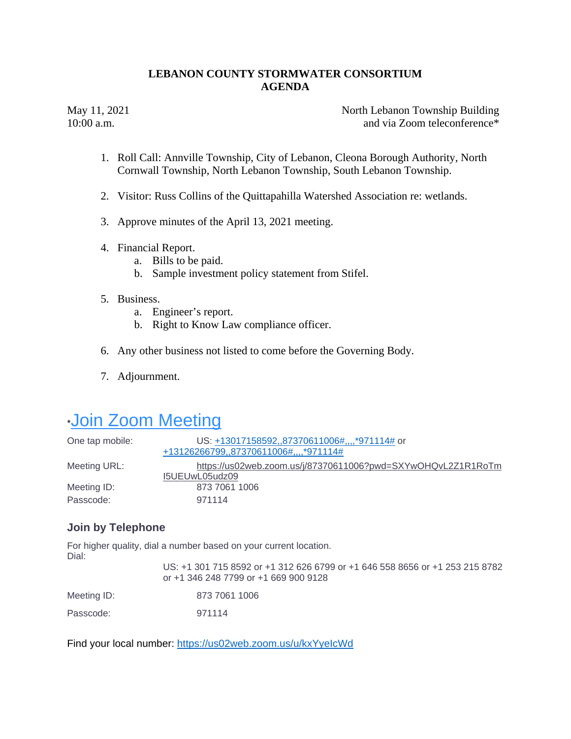**LEBANON COUNTY STORMWATER CONSORTIUM**
**AGENDA**

May 11, 2021
10:00 a.m.

North Lebanon Township Building
and via Zoom teleconference*

1. Roll Call: Annville Township, City of Lebanon, Cleona Borough Authority, North Cornwall Township, North Lebanon Township, South Lebanon Township.

2. Visitor: Russ Collins of the Quittapahilla Watershed Association re: wetlands.

3. Approve minutes of the April 13, 2021 meeting.

4. Financial Report.
   a. Bills to be paid.
   b. Sample investment policy statement from Stifel.

5. Business.
   a. Engineer's report.
   b. Right to Know Law compliance officer.

6. Any other business not listed to come before the Governing Body.

7. Adjournment.

# *Join Zoom Meeting

| | |
|---|---|
| One tap mobile: | US: +13017158592,,87370611006#,,,,*971114# or +13126266799,,87370611006#,,,,*971114# |
| Meeting URL: | https://us02web.zoom.us/j/87370611006?pwd=SXYwOHQvL2Z1R1RoTmI5UEUwL05udz09 |
| Meeting ID: | 873 7061 1006 |
| Passcode: | 971114 |

### Join by Telephone

For higher quality, dial a number based on your current location.
Dial:

US: +1 301 715 8592 or +1 312 626 6799 or +1 646 558 8656 or +1 253 215 8782 or +1 346 248 7799 or +1 669 900 9128

| | |
|---|---|
| Meeting ID: | 873 7061 1006 |
| Passcode: | 971114 |

Find your local number: https://us02web.zoom.us/u/kxYyeIcWd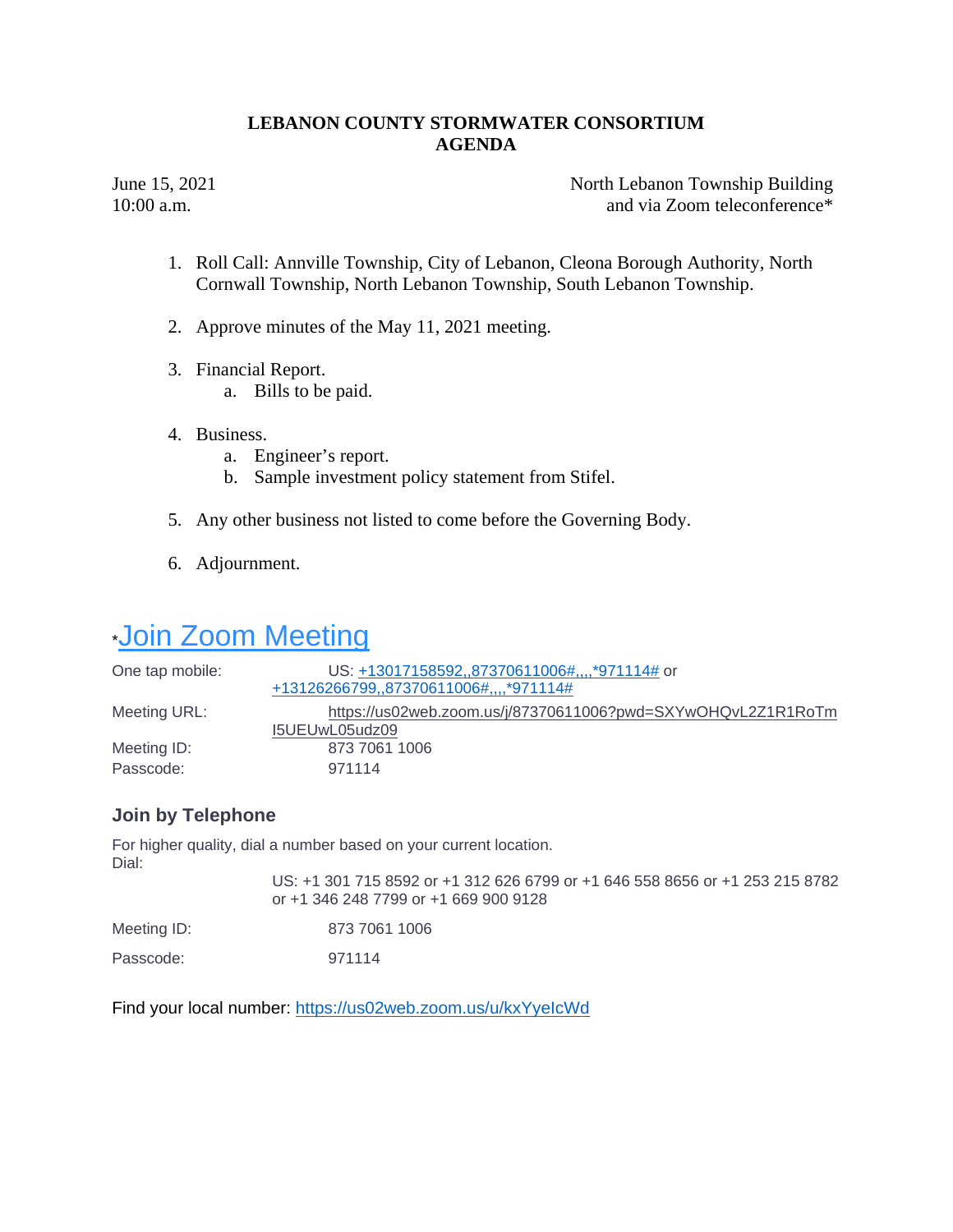**LEBANON COUNTY STORMWATER CONSORTIUM**
**AGENDA**

June 15, 2021
10:00 a.m.

North Lebanon Township Building
and via Zoom teleconference*

1. Roll Call: Annville Township, City of Lebanon, Cleona Borough Authority, North Cornwall Township, North Lebanon Township, South Lebanon Township.

2. Approve minutes of the May 11, 2021 meeting.

3. Financial Report.
   a. Bills to be paid.

4. Business.
   a. Engineer's report.
   b. Sample investment policy statement from Stifel.

5. Any other business not listed to come before the Governing Body.

6. Adjournment.

## *Join Zoom Meeting

One tap mobile: US: +13017158592,,87370611006#,,,,*971114# or +13126266799,,87370611006#,,,,*971114#

Meeting URL: https://us02web.zoom.us/j/87370611006?pwd=SXYwOHQvL2Z1R1RoTmI5UEUwL05udz09

Meeting ID: 873 7061 1006

Passcode: 971114

### Join by Telephone

For higher quality, dial a number based on your current location.

Dial: US: +1 301 715 8592 or +1 312 626 6799 or +1 646 558 8656 or +1 253 215 8782 or +1 346 248 7799 or +1 669 900 9128

Meeting ID: 873 7061 1006

Passcode: 971114

Find your local number: https://us02web.zoom.us/u/kxYyeIcWd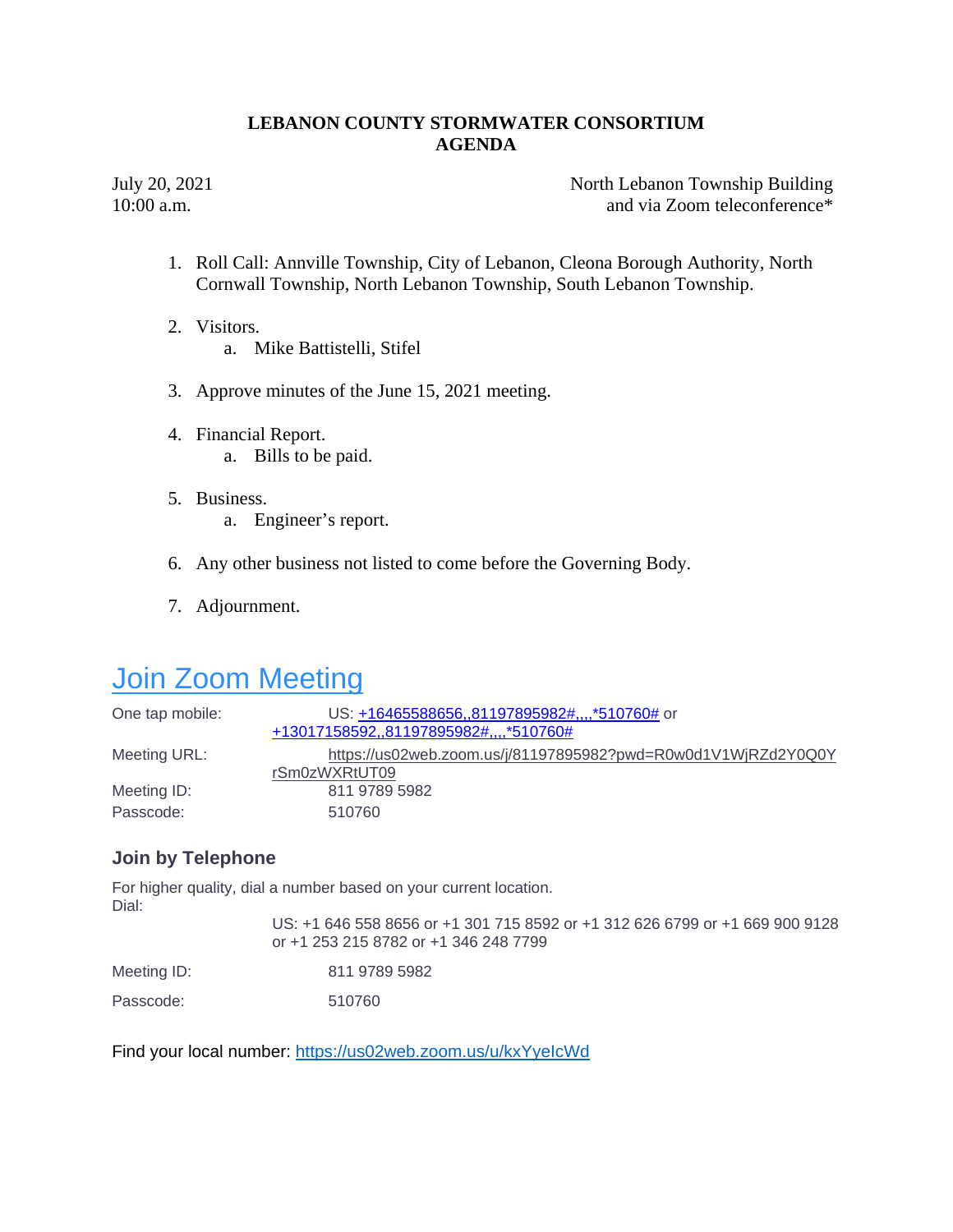# LEBANON COUNTY STORMWATER CONSORTIUM
# AGENDA

July 20, 2021
10:00 a.m.

North Lebanon Township Building
and via Zoom teleconference*

1. Roll Call: Annville Township, City of Lebanon, Cleona Borough Authority, North Cornwall Township, North Lebanon Township, South Lebanon Township.

2. Visitors.
   a. Mike Battistelli, Stifel

3. Approve minutes of the June 15, 2021 meeting.

4. Financial Report.
   a. Bills to be paid.

5. Business.
   a. Engineer's report.

6. Any other business not listed to come before the Governing Body.

7. Adjournment.

## Join Zoom Meeting

| | |
|---|---|
| One tap mobile: | US: +16465588656,,81197895982#,,,,*510760# or +13017158592,,81197895982#,,,,*510760# |
| Meeting URL: | https://us02web.zoom.us/j/81197895982?pwd=R0w0d1V1WjRZd2Y0Q0YrSm0zWXRtUT09 |
| Meeting ID: | 811 9789 5982 |
| Passcode: | 510760 |

### Join by Telephone

For higher quality, dial a number based on your current location.

Dial:

US: +1 646 558 8656 or +1 301 715 8592 or +1 312 626 6799 or +1 669 900 9128 or +1 253 215 8782 or +1 346 248 7799

Meeting ID: 811 9789 5982

Passcode: 510760

Find your local number: https://us02web.zoom.us/u/kxYyeIcWd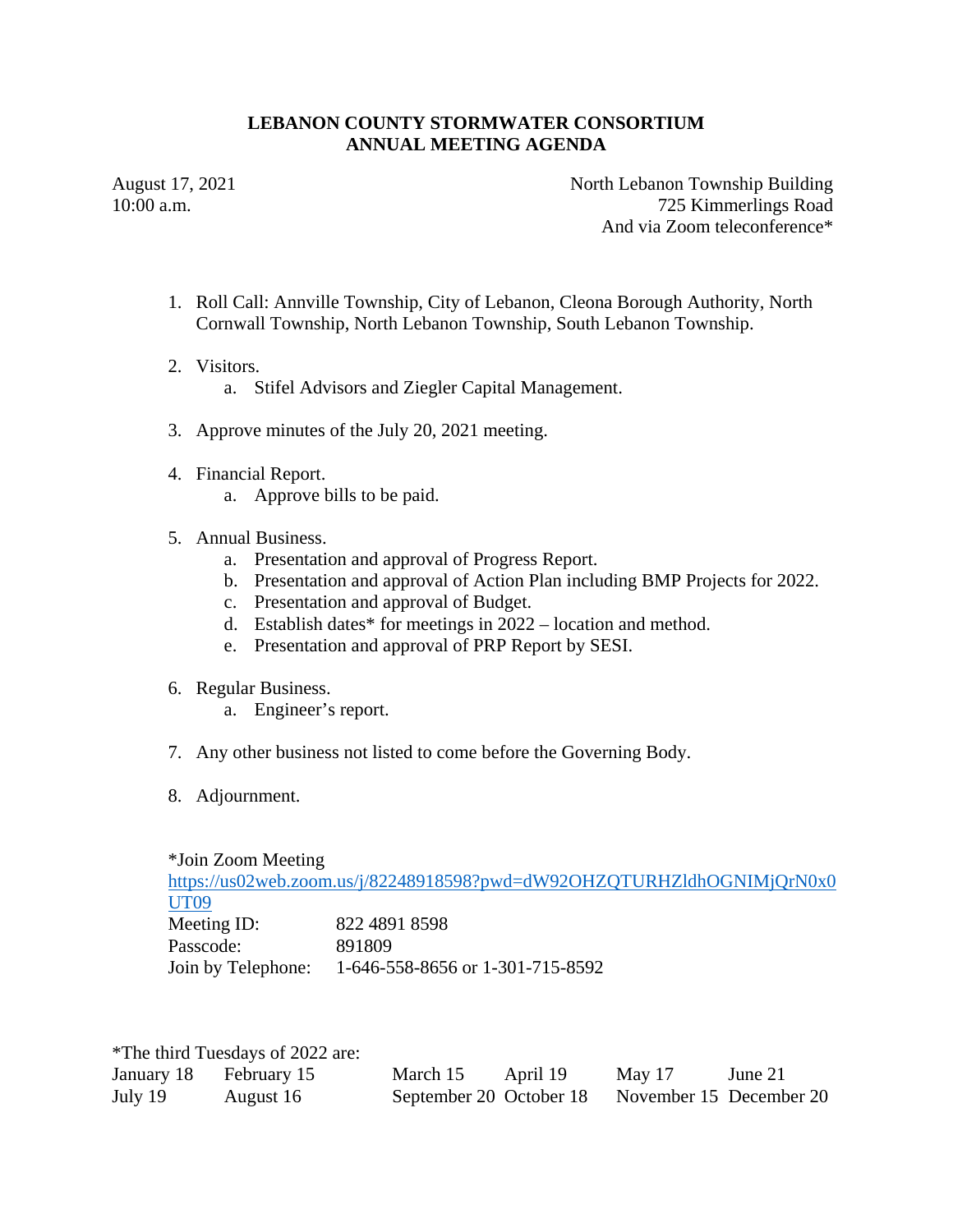# LEBANON COUNTY STORMWATER CONSORTIUM
## ANNUAL MEETING AGENDA

August 17, 2021
10:00 a.m.

North Lebanon Township Building
725 Kimmerlings Road
And via Zoom teleconference*

1. Roll Call: Annville Township, City of Lebanon, Cleona Borough Authority, North Cornwall Township, North Lebanon Township, South Lebanon Township.

2. Visitors.
   a. Stifel Advisors and Ziegler Capital Management.

3. Approve minutes of the July 20, 2021 meeting.

4. Financial Report.
   a. Approve bills to be paid.

5. Annual Business.
   a. Presentation and approval of Progress Report.
   b. Presentation and approval of Action Plan including BMP Projects for 2022.
   c. Presentation and approval of Budget.
   d. Establish dates* for meetings in 2022 – location and method.
   e. Presentation and approval of PRP Report by SESI.

6. Regular Business.
   a. Engineer's report.

7. Any other business not listed to come before the Governing Body.

8. Adjournment.

*Join Zoom Meeting
https://us02web.zoom.us/j/82248918598?pwd=dW92OHZQTURHZldhOGNIMjQrN0x0UT09

| | |
|---|---|
| Meeting ID: | 822 4891 8598 |
| Passcode: | 891809 |
| Join by Telephone: | 1-646-558-8656 or 1-301-715-8592 |

*The third Tuesdays of 2022 are:

| | | | | | |
|---|---|---|---|---|---|
| January 18 | February 15 | March 15 | April 19 | May 17 | June 21 |
| July 19 | August 16 | September 20 | October 18 | November 15 | December 20 |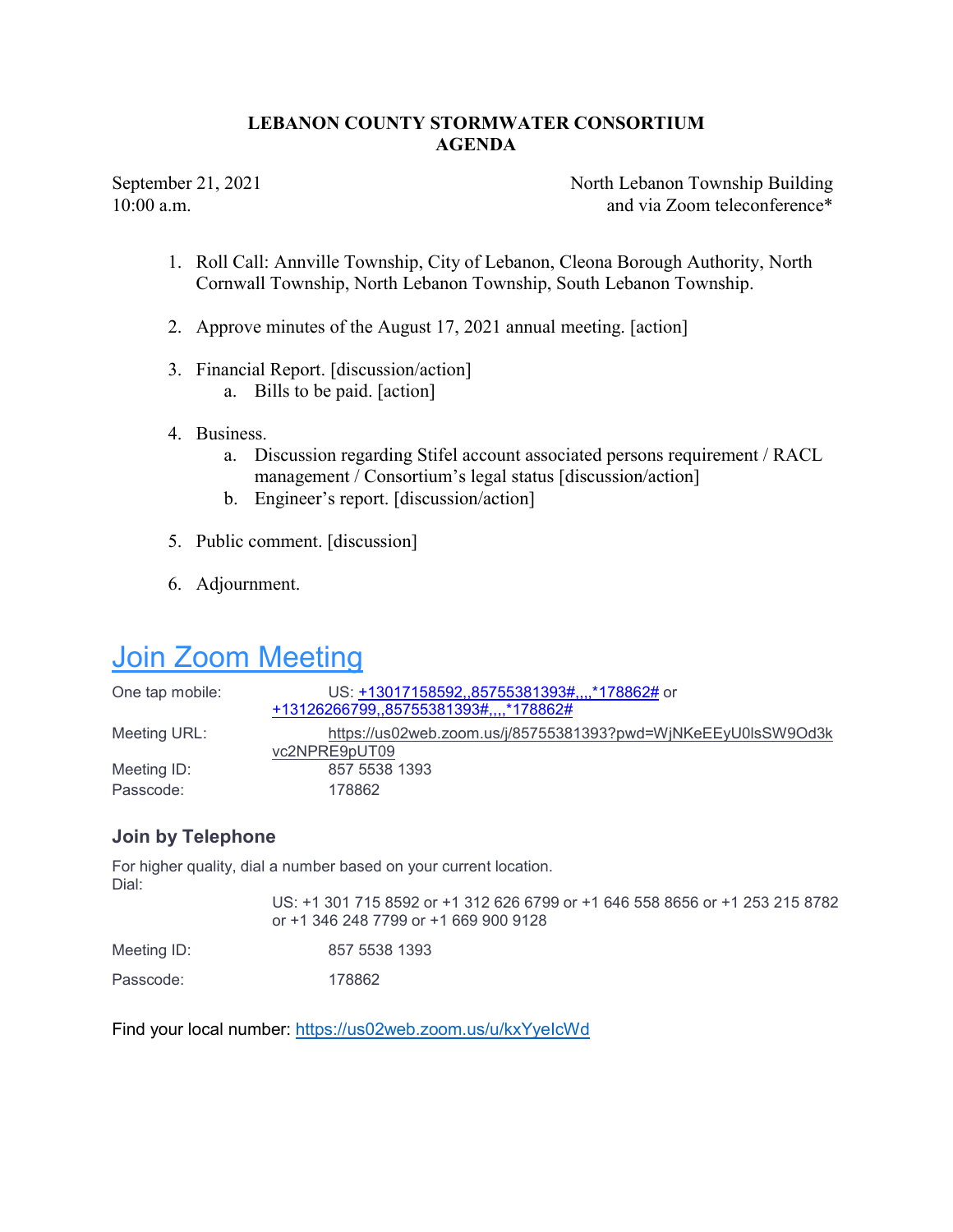# LEBANON COUNTY STORMWATER CONSORTIUM
# AGENDA

September 21, 2021
10:00 a.m.

North Lebanon Township Building
and via Zoom teleconference*

1. Roll Call: Annville Township, City of Lebanon, Cleona Borough Authority, North Cornwall Township, North Lebanon Township, South Lebanon Township.

2. Approve minutes of the August 17, 2021 annual meeting. [action]

3. Financial Report. [discussion/action]
   a. Bills to be paid. [action]

4. Business.
   a. Discussion regarding Stifel account associated persons requirement / RACL management / Consortium's legal status [discussion/action]
   b. Engineer's report. [discussion/action]

5. Public comment. [discussion]

6. Adjournment.

## Join Zoom Meeting

| | |
|---|---|
| One tap mobile: | US: +13017158592,,85755381393#,,,,*178862# or +13126266799,,85755381393#,,,,*178862# |
| Meeting URL: | https://us02web.zoom.us/j/85755381393?pwd=WjNKeEEyU0lsSW9Od3kvc2NPRE9pUT09 |
| Meeting ID: | 857 5538 1393 |
| Passcode: | 178862 |

### Join by Telephone

For higher quality, dial a number based on your current location.

Dial:

US: +1 301 715 8592 or +1 312 626 6799 or +1 646 558 8656 or +1 253 215 8782 or +1 346 248 7799 or +1 669 900 9128

Meeting ID: 857 5538 1393

Passcode: 178862

Find your local number: https://us02web.zoom.us/u/kxYyeIcWd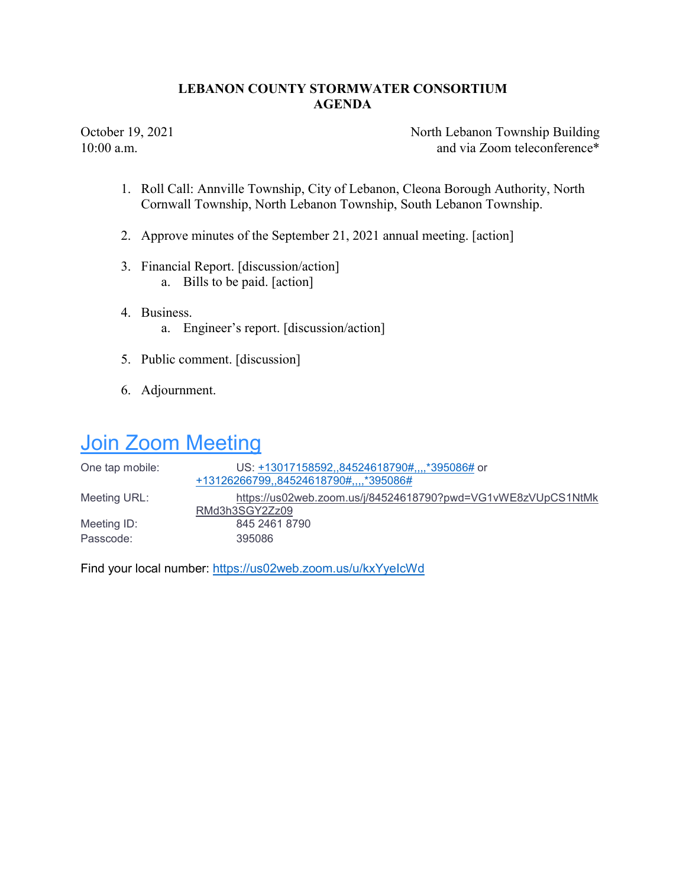**LEBANON COUNTY STORMWATER CONSORTIUM**
**AGENDA**

October 19, 2021
10:00 a.m.

North Lebanon Township Building
and via Zoom teleconference*

1. Roll Call: Annville Township, City of Lebanon, Cleona Borough Authority, North Cornwall Township, North Lebanon Township, South Lebanon Township.

2. Approve minutes of the September 21, 2021 annual meeting. [action]

3. Financial Report. [discussion/action]
   a. Bills to be paid. [action]

4. Business.
   a. Engineer's report. [discussion/action]

5. Public comment. [discussion]

6. Adjournment.

# Join Zoom Meeting

One tap mobile: US: +13017158592,,84524618790#,,,,*395086# or +13126266799,,84524618790#,,,,*395086#

Meeting URL: https://us02web.zoom.us/j/84524618790?pwd=VG1vWE8zVUpCS1NtMkRMd3h3SGY2Zz09

Meeting ID: 845 2461 8790

Passcode: 395086

Find your local number: https://us02web.zoom.us/u/kxYyeIcWd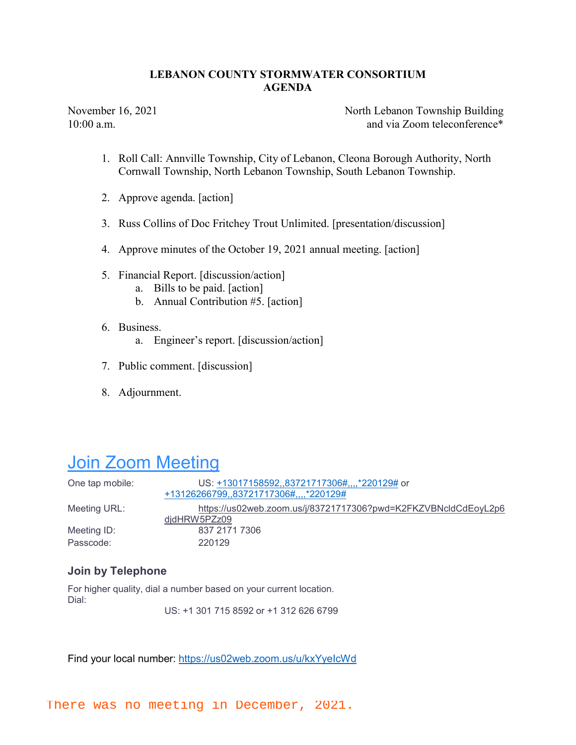**LEBANON COUNTY STORMWATER CONSORTIUM**
**AGENDA**

November 16, 2021
10:00 a.m.

North Lebanon Township Building
and via Zoom teleconference*

1. Roll Call: Annville Township, City of Lebanon, Cleona Borough Authority, North Cornwall Township, North Lebanon Township, South Lebanon Township.
2. Approve agenda. [action]
3. Russ Collins of Doc Fritchey Trout Unlimited. [presentation/discussion]
4. Approve minutes of the October 19, 2021 annual meeting. [action]
5. Financial Report. [discussion/action]
   a. Bills to be paid. [action]
   b. Annual Contribution #5. [action]
6. Business.
   a. Engineer's report. [discussion/action]
7. Public comment. [discussion]
8. Adjournment.

# Join Zoom Meeting

| | |
|---|---|
| One tap mobile: | US: +13017158592,,83721717306#,,,,*220129# or +13126266799,,83721717306#,,,,*220129# |
| Meeting URL: | https://us02web.zoom.us/j/83721717306?pwd=K2FKZVBNcldCdEoyL2p6djdHRW5PZz09 |
| Meeting ID: | 837 2171 7306 |
| Passcode: | 220129 |

### Join by Telephone

For higher quality, dial a number based on your current location.
Dial:

US: +1 301 715 8592 or +1 312 626 6799

Find your local number: https://us02web.zoom.us/u/kxYyeIcWd

There was no meeting in December, 2021.